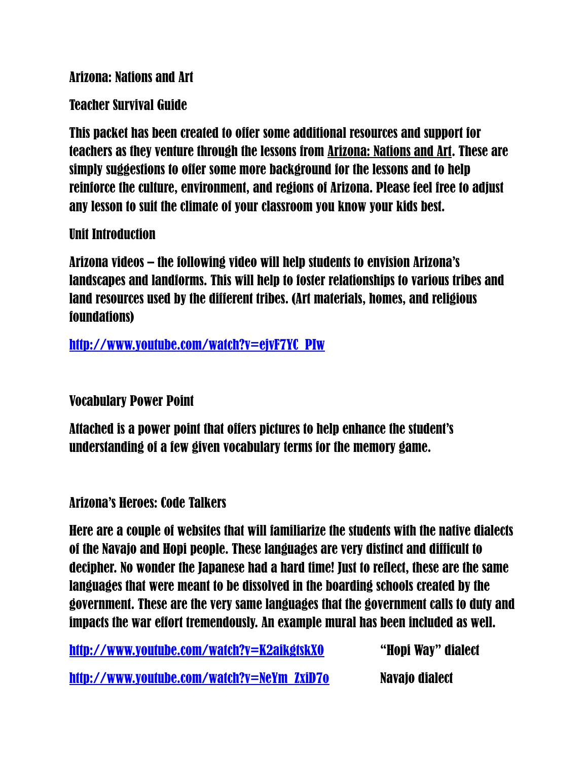# Arizona: Nations and Art

## Teacher Survival Guide

This packet has been created to offer some additional resources and support for teachers as they venture through the lessons from Arizona: Nations and Art. These are simply suggestions to offer some more background for the lessons and to help reinforce the culture, environment, and regions of Arizona. Please feel free to adjust any lesson to suit the climate of your classroom you know your kids best.

## Unit Introduction

Arizona videos – the following video will help students to envision Arizona's landscapes and landforms. This will help to foster relationships to various tribes and land resources used by the different tribes. (Art materials, homes, and religious foundations)

http://www.youtube.com/watch?v=ejvF7YC_PIw

## Vocabulary Power Point

Attached is a power point that offers pictures to help enhance the student's understanding of a few given vocabulary terms for the memory game.

## Arizona's Heroes: Code Talkers

Here are a couple of websites that will familiarize the students with the native dialects of the Navajo and Hopi people. These languages are very distinct and difficult to decipher. No wonder the Japanese had a hard time! Just to reflect, these are the same languages that were meant to be dissolved in the boarding schools created by the government. These are the very same languages that the government calls to duty and impacts the war effort tremendously. An example mural has been included as well.

http://www.youtube.com/watch?v=K2aikgtskX0 "Hopi Way" dialect

http://www.youtube.com/watch?v=NeYm_ZxiD7o Navajo dialect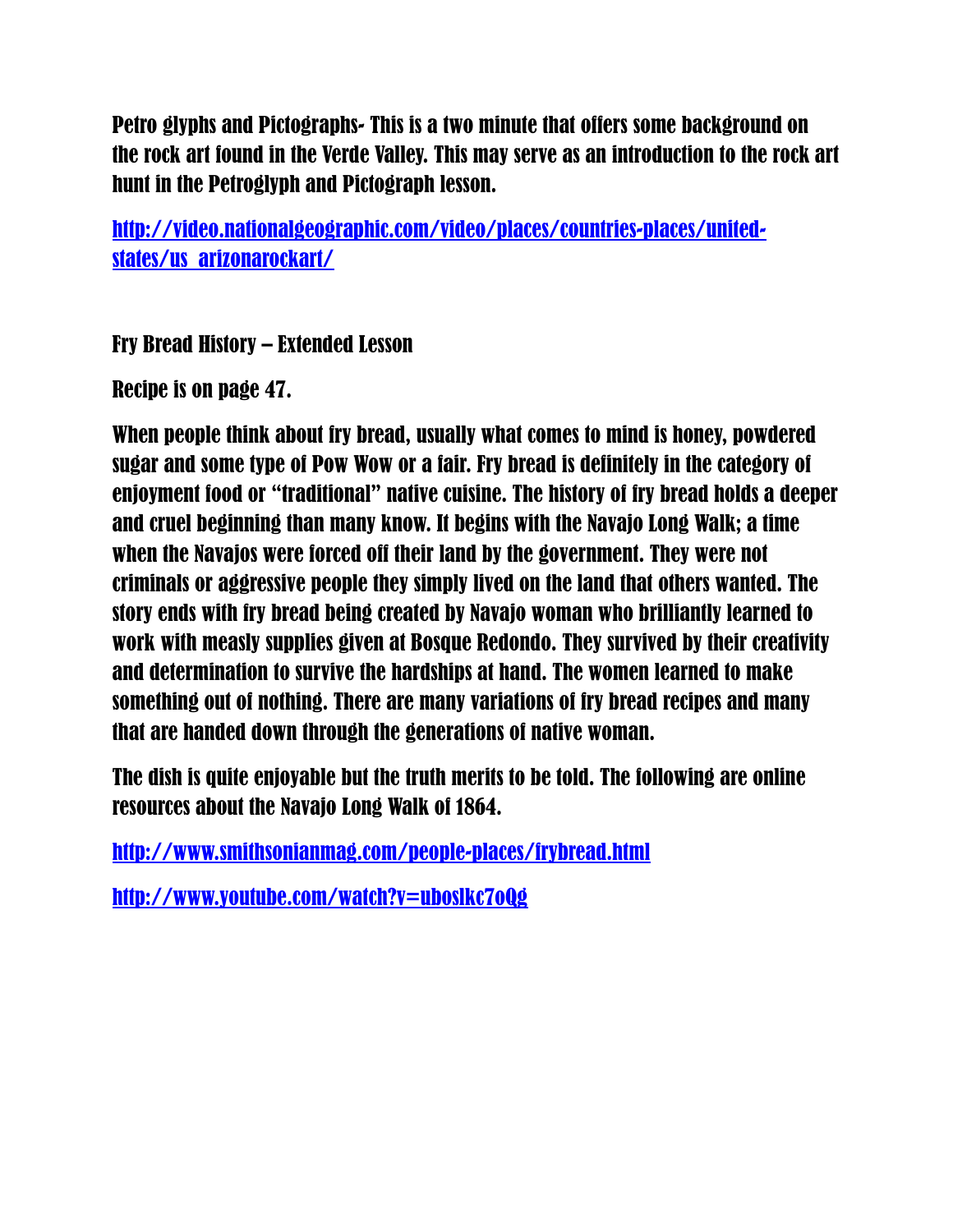Petro glyphs and Pictographs- This is a two minute that offers some background on the rock art found in the Verde Valley. This may serve as an introduction to the rock art hunt in the Petroglyph and Pictograph lesson.

[http://video.nationalgeographic.com/video/places/countries-places/united-states/us_arizonarockart/](http://video.nationalgeographic.com/video/places/countries-places/united-states/us_arizonarockart/)

Fry Bread History – Extended Lesson

Recipe is on page 47.

When people think about fry bread, usually what comes to mind is honey, powdered sugar and some type of Pow Wow or a fair. Fry bread is definitely in the category of enjoyment food or "traditional" native cuisine. The history of fry bread holds a deeper and cruel beginning than many know. It begins with the Navajo Long Walk; a time when the Navajos were forced off their land by the government. They were not criminals or aggressive people they simply lived on the land that others wanted. The story ends with fry bread being created by Navajo woman who brilliantly learned to work with measly supplies given at Bosque Redondo. They survived by their creativity and determination to survive the hardships at hand. The women learned to make something out of nothing. There are many variations of fry bread recipes and many that are handed down through the generations of native woman.

The dish is quite enjoyable but the truth merits to be told. The following are online resources about the Navajo Long Walk of 1864.

[http://www.smithsonianmag.com/people-places/frybread.html](http://www.smithsonianmag.com/people-places/frybread.html)

[http://www.youtube.com/watch?v=uboslkc7oQg](http://www.youtube.com/watch?v=uboslkc7oQg)